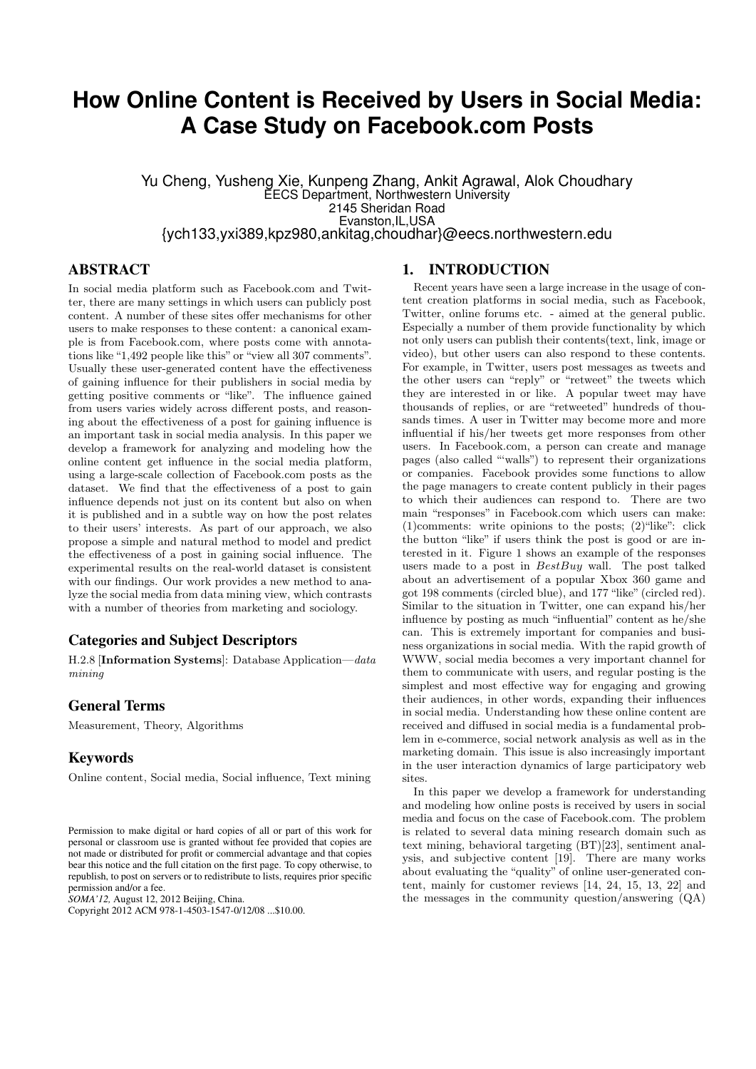# How Online Content is Received by Users in Social Media: A Case Study on Facebook.com Posts

Yu Cheng, Yusheng Xie, Kunpeng Zhang, Ankit Agrawal, Alok Choudhary
EECS Department, Northwestern University
2145 Sheridan Road
Evanston,IL,USA
{ych133,yxi389,kpz980,ankitag,choudhar}@eecs.northwestern.edu

## ABSTRACT

In social media platform such as Facebook.com and Twitter, there are many settings in which users can publicly post content. A number of these sites offer mechanisms for other users to make responses to these content: a canonical example is from Facebook.com, where posts come with annotations like "1,492 people like this" or "view all 307 comments". Usually these user-generated content have the effectiveness of gaining influence for their publishers in social media by getting positive comments or "like". The influence gained from users varies widely across different posts, and reasoning about the effectiveness of a post for gaining influence is an important task in social media analysis. In this paper we develop a framework for analyzing and modeling how the online content get influence in the social media platform, using a large-scale collection of Facebook.com posts as the dataset. We find that the effectiveness of a post to gain influence depends not just on its content but also on when it is published and in a subtle way on how the post relates to their users' interests. As part of our approach, we also propose a simple and natural method to model and predict the effectiveness of a post in gaining social influence. The experimental results on the real-world dataset is consistent with our findings. Our work provides a new method to analyze the social media from data mining view, which contrasts with a number of theories from marketing and sociology.

### Categories and Subject Descriptors

H.2.8 [**Information Systems**]: Database Application—*data mining*

### General Terms

Measurement, Theory, Algorithms

### Keywords

Online content, Social media, Social influence, Text mining

Permission to make digital or hard copies of all or part of this work for personal or classroom use is granted without fee provided that copies are not made or distributed for profit or commercial advantage and that copies bear this notice and the full citation on the first page. To copy otherwise, to republish, to post on servers or to redistribute to lists, requires prior specific permission and/or a fee.
*SOMA'12,* August 12, 2012 Beijing, China.
Copyright 2012 ACM 978-1-4503-1547-0/12/08 ...$10.00.

## 1. INTRODUCTION

Recent years have seen a large increase in the usage of content creation platforms in social media, such as Facebook, Twitter, online forums etc. - aimed at the general public. Especially a number of them provide functionality by which not only users can publish their contents(text, link, image or video), but other users can also respond to these contents. For example, in Twitter, users post messages as tweets and the other users can "reply" or "retweet" the tweets which they are interested in or like. A popular tweet may have thousands of replies, or are "retweeted" hundreds of thousands times. A user in Twitter may become more and more influential if his/her tweets get more responses from other users. In Facebook.com, a person can create and manage pages (also called "'walls") to represent their organizations or companies. Facebook provides some functions to allow the page managers to create content publicly in their pages to which their audiences can respond to. There are two main "responses" in Facebook.com which users can make: (1)comments: write opinions to the posts; (2)"like": click the button "like" if users think the post is good or are interested in it. Figure 1 shows an example of the responses users made to a post in *BestBuy* wall. The post talked about an advertisement of a popular Xbox 360 game and got 198 comments (circled blue), and 177 "like" (circled red). Similar to the situation in Twitter, one can expand his/her influence by posting as much "influential" content as he/she can. This is extremely important for companies and business organizations in social media. With the rapid growth of WWW, social media becomes a very important channel for them to communicate with users, and regular posting is the simplest and most effective way for engaging and growing their audiences, in other words, expanding their influences in social media. Understanding how these online content are received and diffused in social media is a fundamental problem in e-commerce, social network analysis as well as in the marketing domain. This issue is also increasingly important in the user interaction dynamics of large participatory web sites.

In this paper we develop a framework for understanding and modeling how online posts is received by users in social media and focus on the case of Facebook.com. The problem is related to several data mining research domain such as text mining, behavioral targeting (BT)[23], sentiment analysis, and subjective content [19]. There are many works about evaluating the "quality" of online user-generated content, mainly for customer reviews [14, 24, 15, 13, 22] and the messages in the community question/answering (QA)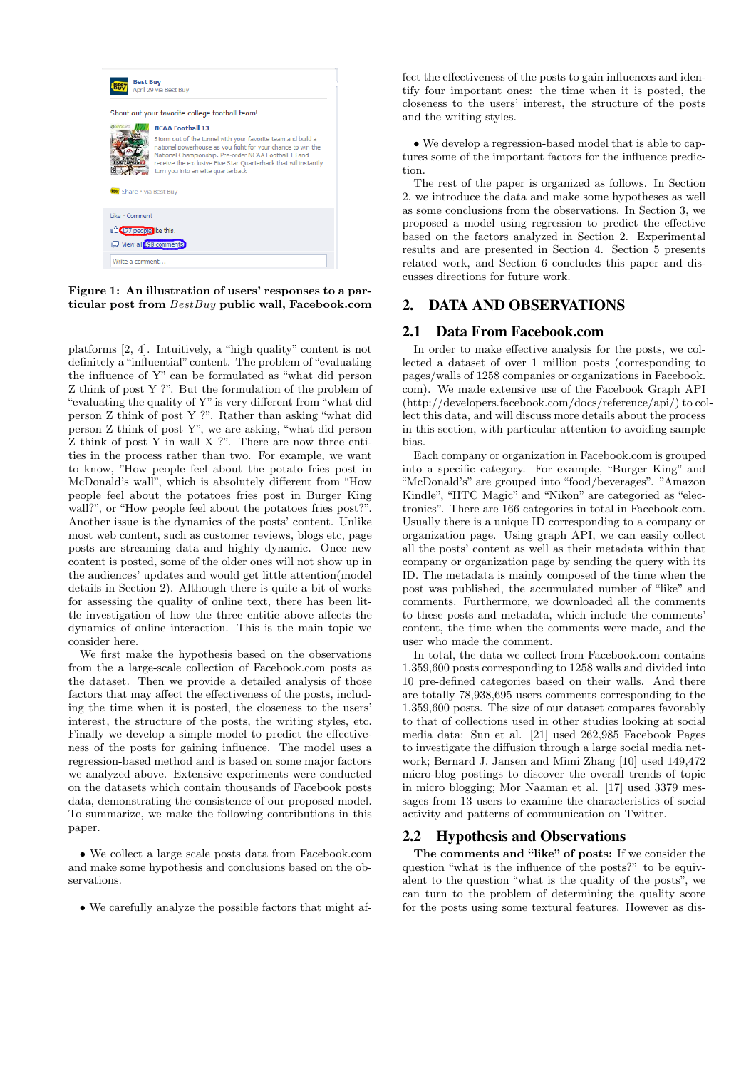**Figure 1: An illustration of users' responses to a particular post from *BestBuy* public wall, Facebook.com**

platforms [2, 4]. Intuitively, a "high quality" content is not definitely a "influential" content. The problem of "evaluating the influence of Y" can be formulated as "what did person Z think of post Y ?". But the formulation of the problem of "evaluating the quality of Y" is very different from "what did person Z think of post Y ?". Rather than asking "what did person Z think of post Y", we are asking, "what did person Z think of post Y in wall X ?". There are now three entities in the process rather than two. For example, we want to know, "How people feel about the potato fries post in McDonald's wall", which is absolutely different from "How people feel about the potatoes fries post in Burger King wall?", or "How people feel about the potatoes fries post?". Another issue is the dynamics of the posts' content. Unlike most web content, such as customer reviews, blogs etc, page posts are streaming data and highly dynamic. Once new content is posted, some of the older ones will not show up in the audiences' updates and would get little attention(model details in Section 2). Although there is quite a bit of works for assessing the quality of online text, there has been little investigation of how the three entitie above affects the dynamics of online interaction. This is the main topic we consider here.

We first make the hypothesis based on the observations from the a large-scale collection of Facebook.com posts as the dataset. Then we provide a detailed analysis of those factors that may affect the effectiveness of the posts, including the time when it is posted, the closeness to the users' interest, the structure of the posts, the writing styles, etc. Finally we develop a simple model to predict the effectiveness of the posts for gaining influence. The model uses a regression-based method and is based on some major factors we analyzed above. Extensive experiments were conducted on the datasets which contain thousands of Facebook posts data, demonstrating the consistence of our proposed model. To summarize, we make the following contributions in this paper.

- We collect a large scale posts data from Facebook.com and make some hypothesis and conclusions based on the observations.

- We carefully analyze the possible factors that might affect the effectiveness of the posts to gain influences and identify four important ones: the time when it is posted, the closeness to the users' interest, the structure of the posts and the writing styles.

- We develop a regression-based model that is able to captures some of the important factors for the influence prediction.

The rest of the paper is organized as follows. In Section 2, we introduce the data and make some hypotheses as well as some conclusions from the observations. In Section 3, we proposed a model using regression to predict the effective based on the factors analyzed in Section 2. Experimental results and are presented in Section 4. Section 5 presents related work, and Section 6 concludes this paper and discusses directions for future work.

## 2. DATA AND OBSERVATIONS

### 2.1 Data From Facebook.com

In order to make effective analysis for the posts, we collected a dataset of over 1 million posts (corresponding to pages/walls of 1258 companies or organizations in Facebook.com). We made extensive use of the Facebook Graph API (http://developers.facebook.com/docs/reference/api/) to collect this data, and will discuss more details about the process in this section, with particular attention to avoiding sample bias.

Each company or organization in Facebook.com is grouped into a specific category. For example, "Burger King" and "McDonald's" are grouped into "food/beverages". "Amazon Kindle", "HTC Magic" and "Nikon" are categoried as "electronics". There are 166 categories in total in Facebook.com. Usually there is a unique ID corresponding to a company or organization page. Using graph API, we can easily collect all the posts' content as well as their metadata within that company or organization page by sending the query with its ID. The metadata is mainly composed of the time when the post was published, the accumulated number of "like" and comments. Furthermore, we downloaded all the comments corresponding to these posts and metadata, which include the comments' content, the time when the comments were made, and the user who made the comment.

In total, the data we collect from Facebook.com contains 1,359,600 posts corresponding to 1258 walls and divided into 10 pre-defined categories based on their walls. And there are totally 78,938,695 users comments corresponding to the 1,359,600 posts. The size of our dataset compares favorably to that of collections used in other studies looking at social media data: Sun et al. [21] used 262,985 Facebook Pages to investigate the diffusion through a large social media network; Bernard J. Jansen and Mimi Zhang [10] used 149,472 micro-blog postings to discover the overall trends of topic in micro blogging; Mor Naaman et al. [17] used 3379 messages from 13 users to examine the characteristics of social activity and patterns of communication on Twitter.

### 2.2 Hypothesis and Observations

**The comments and "like" of posts:** If we consider the question "what is the influence of the posts?" to be equivalent to the question "what is the quality of the posts", we can turn to the problem of determining the quality score for the posts using some textural features. However as dis-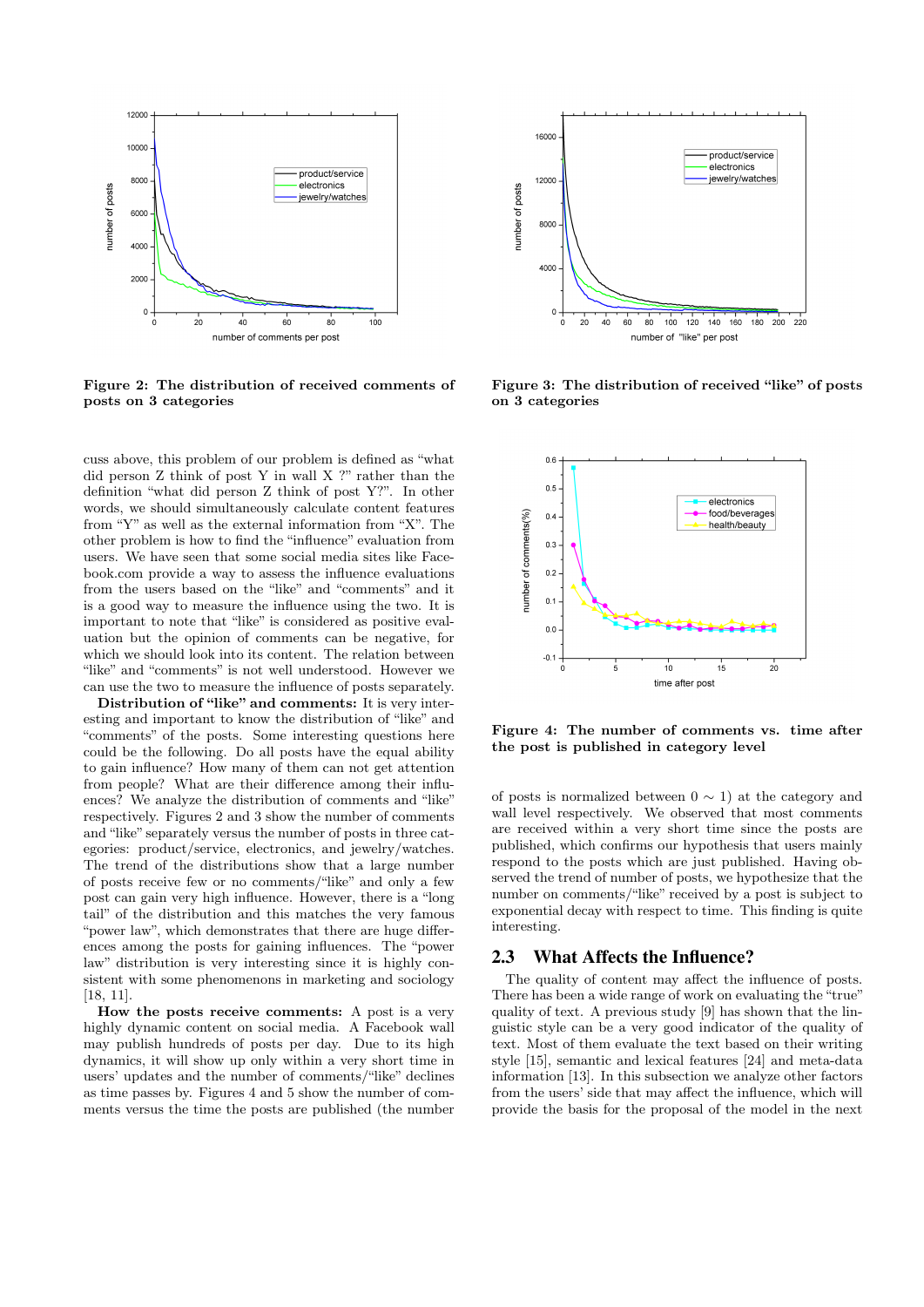Figure 2: The distribution of received comments of posts on 3 categories

Figure 3: The distribution of received "like" of posts on 3 categories

cuss above, this problem of our problem is defined as "what did person Z think of post Y in wall X ?" rather than the definition "what did person Z think of post Y?". In other words, we should simultaneously calculate content features from "Y" as well as the external information from "X". The other problem is how to find the "influence" evaluation from users. We have seen that some social media sites like Facebook.com provide a way to assess the influence evaluations from the users based on the "like" and "comments" and it is a good way to measure the influence using the two. It is important to note that "like" is considered as positive evaluation but the opinion of comments can be negative, for which we should look into its content. The relation between "like" and "comments" is not well understood. However we can use the two to measure the influence of posts separately.

**Distribution of "like" and comments:** It is very interesting and important to know the distribution of "like" and "comments" of the posts. Some interesting questions here could be the following. Do all posts have the equal ability to gain influence? How many of them can not get attention from people? What are their difference among their influences? We analyze the distribution of comments and "like" respectively. Figures 2 and 3 show the number of comments and "like" separately versus the number of posts in three categories: product/service, electronics, and jewelry/watches. The trend of the distributions show that a large number of posts receive few or no comments/"like" and only a few post can gain very high influence. However, there is a "long tail" of the distribution and this matches the very famous "power law", which demonstrates that there are huge differences among the posts for gaining influences. The "power law" distribution is very interesting since it is highly consistent with some phenomenons in marketing and sociology [18, 11].

**How the posts receive comments:** A post is a very highly dynamic content on social media. A Facebook wall may publish hundreds of posts per day. Due to its high dynamics, it will show up only within a very short time in users' updates and the number of comments/"like" declines as time passes by. Figures 4 and 5 show the number of comments versus the time the posts are published (the number of posts is normalized between $0 \sim 1$) at the category and wall level respectively. We observed that most comments are received within a very short time since the posts are published, which confirms our hypothesis that users mainly respond to the posts which are just published. Having observed the trend of number of posts, we hypothesize that the number on comments/"like" received by a post is subject to exponential decay with respect to time. This finding is quite interesting.

Figure 4: The number of comments vs. time after the post is published in category level

## 2.3 What Affects the Influence?

The quality of content may affect the influence of posts. There has been a wide range of work on evaluating the "true" quality of text. A previous study [9] has shown that the linguistic style can be a very good indicator of the quality of text. Most of them evaluate the text based on their writing style [15], semantic and lexical features [24] and meta-data information [13]. In this subsection we analyze other factors from the users' side that may affect the influence, which will provide the basis for the proposal of the model in the next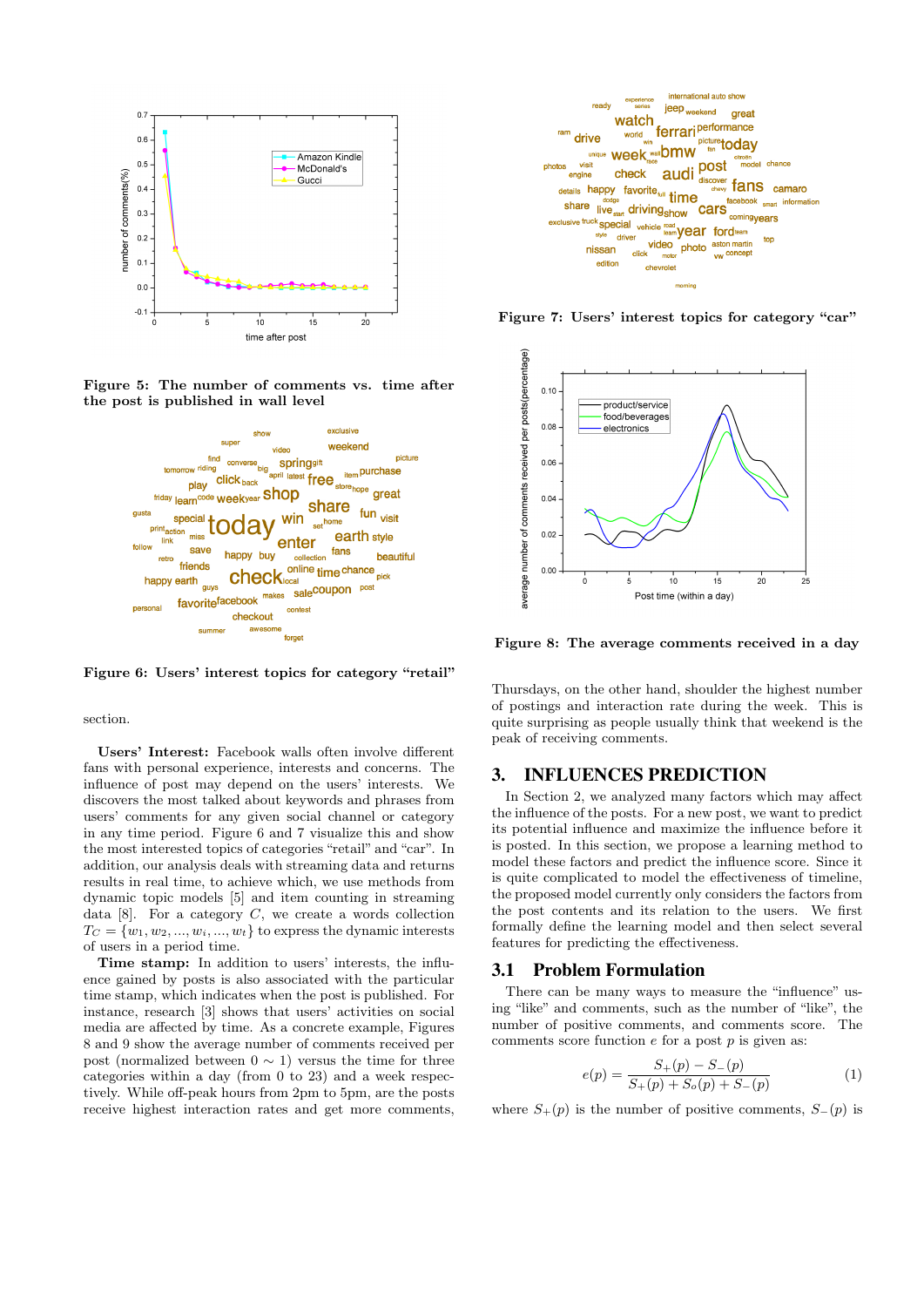Figure 5: The number of comments vs. time after the post is published in wall level

Figure 6: Users' interest topics for category "retail"

section.

**Users' Interest:** Facebook walls often involve different fans with personal experience, interests and concerns. The influence of post may depend on the users' interests. We discovers the most talked about keywords and phrases from users' comments for any given social channel or category in any time period. Figure 6 and 7 visualize this and show the most interested topics of categories "retail" and "car". In addition, our analysis deals with streaming data and returns results in real time, to achieve which, we use methods from dynamic topic models [5] and item counting in streaming data [8]. For a category $C$, we create a words collection $T_C = \{w_1, w_2, ..., w_i, ..., w_t\}$ to express the dynamic interests of users in a period time.

**Time stamp:** In addition to users' interests, the influence gained by posts is also associated with the particular time stamp, which indicates when the post is published. For instance, research [3] shows that users' activities on social media are affected by time. As a concrete example, Figures 8 and 9 show the average number of comments received per post (normalized between $0 \sim 1$) versus the time for three categories within a day (from 0 to 23) and a week respectively. While off-peak hours from 2pm to 5pm, are the posts receive highest interaction rates and get more comments,

Figure 7: Users' interest topics for category "car"

Figure 8: The average comments received in a day

Thursdays, on the other hand, shoulder the highest number of postings and interaction rate during the week. This is quite surprising as people usually think that weekend is the peak of receiving comments.

# 3. INFLUENCES PREDICTION

In Section 2, we analyzed many factors which may affect the influence of the posts. For a new post, we want to predict its potential influence and maximize the influence before it is posted. In this section, we propose a learning method to model these factors and predict the influence score. Since it is quite complicated to model the effectiveness of timeline, the proposed model currently only considers the factors from the post contents and its relation to the users. We first formally define the learning model and then select several features for predicting the effectiveness.

## 3.1 Problem Formulation

There can be many ways to measure the "influence" using "like" and comments, such as the number of "like", the number of positive comments, and comments score. The comments score function $e$ for a post $p$ is given as:

$$e(p) = \frac{S_+(p) - S_-(p)}{S_+(p) + S_o(p) + S_-(p)} \quad (1)$$

where $S_+(p)$ is the number of positive comments, $S_-(p)$ is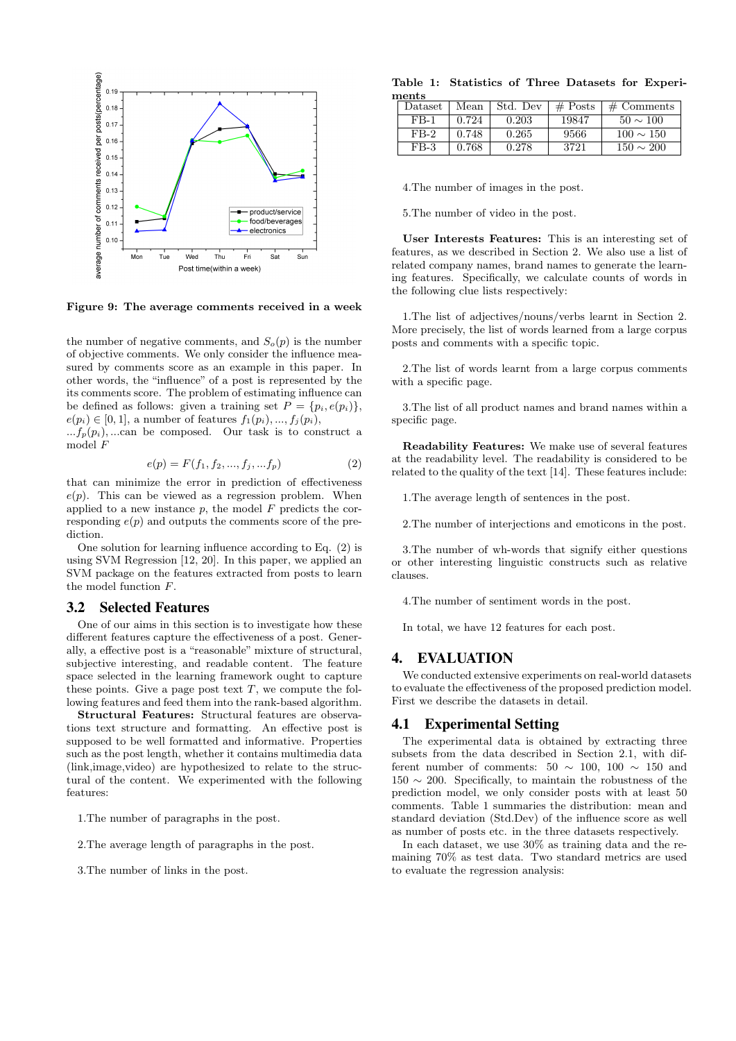Figure 9: The average comments received in a week

the number of negative comments, and $S_o(p)$ is the number of objective comments. We only consider the influence measured by comments score as an example in this paper. In other words, the "influence" of a post is represented by the its comments score. The problem of estimating influence can be defined as follows: given a training set $P = \{p_i, e(p_i)\}$, $e(p_i) \in [0, 1]$, a number of features $f_1(p_i), ..., f_j(p_i)$, $...f_p(p_i), ...$can be composed. Our task is to construct a model $F$

$$e(p) = F(f_1, f_2, ..., f_j, ...f_p) \quad (2)$$

that can minimize the error in prediction of effectiveness $e(p)$. This can be viewed as a regression problem. When applied to a new instance $p$, the model $F$ predicts the corresponding $e(p)$ and outputs the comments score of the prediction.

One solution for learning influence according to Eq. (2) is using SVM Regression [12, 20]. In this paper, we applied an SVM package on the features extracted from posts to learn the model function $F$.

## 3.2 Selected Features

One of our aims in this section is to investigate how these different features capture the effectiveness of a post. Generally, a effective post is a "reasonable" mixture of structural, subjective interesting, and readable content. The feature space selected in the learning framework ought to capture these points. Give a page post text $T$, we compute the following features and feed them into the rank-based algorithm.

**Structural Features:** Structural features are observations text structure and formatting. An effective post is supposed to be well formatted and informative. Properties such as the post length, whether it contains multimedia data (link,image,video) are hypothesized to relate to the structural of the content. We experimented with the following features:

1.The number of paragraphs in the post.

2.The average length of paragraphs in the post.

3.The number of links in the post.

4.The number of images in the post.

5.The number of video in the post.

**User Interests Features:** This is an interesting set of features, as we described in Section 2. We also use a list of related company names, brand names to generate the learning features. Specifically, we calculate counts of words in the following clue lists respectively:

1.The list of adjectives/nouns/verbs learnt in Section 2. More precisely, the list of words learned from a large corpus posts and comments with a specific topic.

2.The list of words learnt from a large corpus comments with a specific page.

3.The list of all product names and brand names within a specific page.

**Readability Features:** We make use of several features at the readability level. The readability is considered to be related to the quality of the text [14]. These features include:

1.The average length of sentences in the post.

2.The number of interjections and emoticons in the post.

3.The number of wh-words that signify either questions or other interesting linguistic constructs such as relative clauses.

4.The number of sentiment words in the post.

In total, we have 12 features for each post.

# 4. EVALUATION

We conducted extensive experiments on real-world datasets to evaluate the effectiveness of the proposed prediction model. First we describe the datasets in detail.

## 4.1 Experimental Setting

The experimental data is obtained by extracting three subsets from the data described in Section 2.1, with different number of comments: 50 ∼ 100, 100 ∼ 150 and 150 ∼ 200. Specifically, to maintain the robustness of the prediction model, we only consider posts with at least 50 comments. Table 1 summaries the distribution: mean and standard deviation (Std.Dev) of the influence score as well as number of posts etc. in the three datasets respectively.

In each dataset, we use 30% as training data and the remaining 70% as test data. Two standard metrics are used to evaluate the regression analysis:

**Table 1: Statistics of Three Datasets for Experiments**

| Dataset | Mean | Std. Dev | # Posts | # Comments |
|---|---|---|---|---|
| FB-1 | 0.724 | 0.203 | 19847 | 50 ∼ 100 |
| FB-2 | 0.748 | 0.265 | 9566 | 100 ∼ 150 |
| FB-3 | 0.768 | 0.278 | 3721 | 150 ∼ 200 |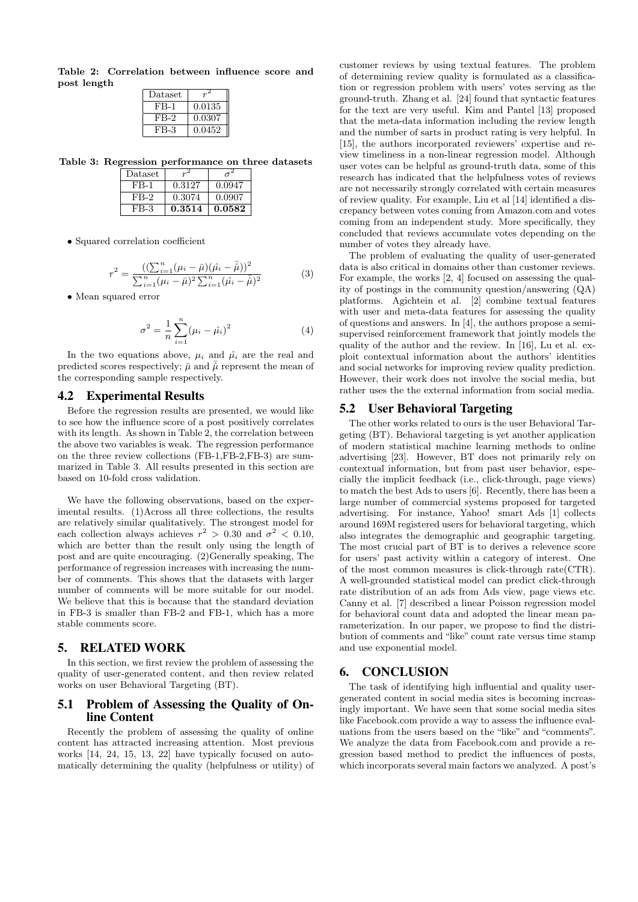**Table 2: Correlation between influence score and post length**

| Dataset | $r^2$ |
|---|---|
| FB-1 | 0.0135 |
| FB-2 | 0.0307 |
| FB-3 | 0.0452 |

**Table 3: Regression performance on three datasets**

| Dataset | $r^2$ | $\sigma^2$ |
|---|---|---|
| FB-1 | 0.3127 | 0.0947 |
| FB-2 | 0.3074 | 0.0907 |
| FB-3 | **0.3514** | **0.0582** |

- Squared correlation coefficient

$$r^2 = \frac{((\sum_{i=1}^{n}(\mu_i - \bar{\mu})(\hat{\mu_i} - \bar{\hat{\mu}}))^2}{\sum_{i=1}^{n}(\mu_i - \bar{\mu})^2 \sum_{i=1}^{n}(\hat{\mu_i} - \bar{\hat{\mu}})^2} \tag{3}$$

- Mean squared error

$$\sigma^2 = \frac{1}{n}\sum_{i=1}^{n}(\mu_i - \hat{\mu_i})^2 \tag{4}$$

In the two equations above, $\mu_i$ and $\hat{\mu_i}$ are the real and predicted scores respectively; $\bar{\mu}$ and $\bar{\hat{\mu}}$ represent the mean of the corresponding sample respectively.

## 4.2 Experimental Results

Before the regression results are presented, we would like to see how the influence score of a post positively correlates with its length. As shown in Table 2, the correlation between the above two variables is weak. The regression performance on the three review collections (FB-1,FB-2,FB-3) are summarized in Table 3. All results presented in this section are based on 10-fold cross validation.

We have the following observations, based on the experimental results. (1)Across all three collections, the results are relatively similar qualitatively. The strongest model for each collection always achieves $r^2 > 0.30$ and $\sigma^2 < 0.10$, which are better than the result only using the length of post and are quite encouraging. (2)Generally speaking, The performance of regression increases with increasing the number of comments. This shows that the datasets with larger number of comments will be more suitable for our model. We believe that this is because that the standard deviation in FB-3 is smaller than FB-2 and FB-1, which has a more stable comments score.

# 5. RELATED WORK

In this section, we first review the problem of assessing the quality of user-generated content, and then review related works on user Behavioral Targeting (BT).

## 5.1 Problem of Assessing the Quality of Online Content

Recently the problem of assessing the quality of online content has attracted increasing attention. Most previous works [14, 24, 15, 13, 22] have typically focused on automatically determining the quality (helpfulness or utility) of customer reviews by using textual features. The problem of determining review quality is formulated as a classification or regression problem with users' votes serving as the ground-truth. Zhang et al. [24] found that syntactic features for the text are very useful. Kim and Pantel [13] proposed that the meta-data information including the review length and the number of sarts in product rating is very helpful. In [15], the authors incorporated reviewers' expertise and review timeliness in a non-linear regression model. Although user votes can be helpful as ground-truth data, some of this research has indicated that the helpfulness votes of reviews are not necessarily strongly correlated with certain measures of review quality. For example, Liu et al [14] identified a discrepancy between votes coming from Amazon.com and votes coming from an independent study. More specifically, they concluded that reviews accumulate votes depending on the number of votes they already have.

The problem of evaluating the quality of user-generated data is also critical in domains other than customer reviews. For example, the works [2, 4] focused on assessing the quality of postings in the community question/answering (QA) platforms. Agichtein et al. [2] combine textual features with user and meta-data features for assessing the quality of questions and answers. In [4], the authors propose a semi-supervised reinforcement framework that jointly models the quality of the author and the review. In [16], Lu et al. exploit contextual information about the authors' identities and social networks for improving review quality prediction. However, their work does not involve the social media, but rather uses the the external information from social media.

## 5.2 User Behavioral Targeting

The other works related to ours is the user Behavioral Targeting (BT). Behavioral targeting is yet another application of modern statistical machine learning methods to online advertising [23]. However, BT does not primarily rely on contextual information, but from past user behavior, especially the implicit feedback (i.e., click-through, page views) to match the best Ads to users [6]. Recently, there has been a large number of commercial systems proposed for targeted advertising. For instance, Yahoo! smart Ads [1] collects around 169M registered users for behavioral targeting, which also integrates the demographic and geographic targeting. The most crucial part of BT is to derives a relevence score for users' past activity within a category of interest. One of the most common measures is click-through rate(CTR). A well-grounded statistical model can predict click-through rate distribution of an ads from Ads view, page views etc. Canny et al. [7] described a linear Poisson regression model for behavioral count data and adopted the linear mean parameterization. In our paper, we propose to find the distribution of comments and "like" count rate versus time stamp and use exponential model.

# 6. CONCLUSION

The task of identifying high influential and quality user-generated content in social media sites is becoming increasingly important. We have seen that some social media sites like Facebook.com provide a way to assess the influence evaluations from the users based on the "like" and "comments". We analyze the data from Facebook.com and provide a regression based method to predict the influences of posts, which incorporats several main factors we analyzed. A post's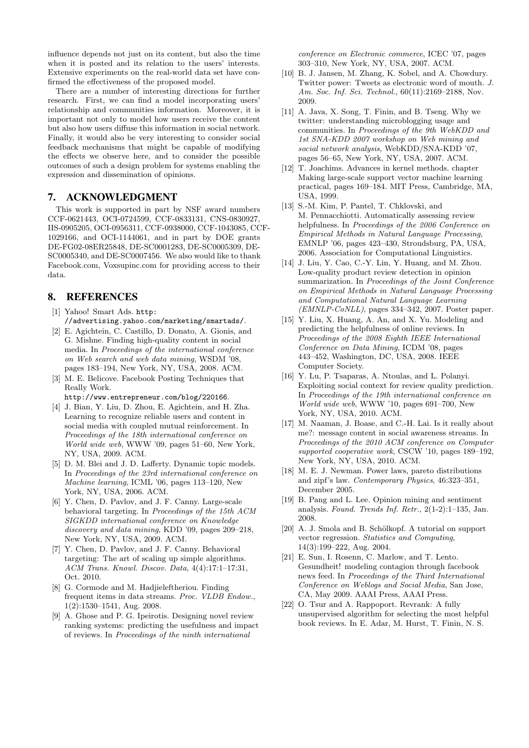influence depends not just on its content, but also the time when it is posted and its relation to the users' interests. Extensive experiments on the real-world data set have confirmed the effectiveness of the proposed model.

There are a number of interesting directions for further research. First, we can find a model incorporating users' relationship and communities information. Moreover, it is important not only to model how users receive the content but also how users diffuse this information in social network. Finally, it would also be very interesting to consider social feedback mechanisms that might be capable of modifying the effects we observe here, and to consider the possible outcomes of such a design problem for systems enabling the expression and dissemination of opinions.

## 7. ACKNOWLEDGMENT

This work is supported in part by NSF award numbers CCF-0621443, OCI-0724599, CCF-0833131, CNS-0830927, IIS-0905205, OCI-0956311, CCF-0938000, CCF-1043085, CCF-1029166, and OCI-1144061, and in part by DOE grants DE-FG02-08ER25848, DE-SC0001283, DE-SC0005309, DE-SC0005340, and DE-SC0007456. We also would like to thank Facebook.com, Voxsupinc.com for providing access to their data.

## 8. REFERENCES

[1] Yahoo! Smart Ads. `http://advertising.yahoo.com/marketing/smartads/`.

[2] E. Agichtein, C. Castillo, D. Donato, A. Gionis, and G. Mishne. Finding high-quality content in social media. In *Proceedings of the international conference on Web search and web data mining*, WSDM '08, pages 183–194, New York, NY, USA, 2008. ACM.

[3] M. E. Belicove. Facebook Posting Techniques that Really Work. `http://www.entrepreneur.com/blog/220166`.

[4] J. Bian, Y. Liu, D. Zhou, E. Agichtein, and H. Zha. Learning to recognize reliable users and content in social media with coupled mutual reinforcement. In *Proceedings of the 18th international conference on World wide web*, WWW '09, pages 51–60, New York, NY, USA, 2009. ACM.

[5] D. M. Blei and J. D. Lafferty. Dynamic topic models. In *Proceedings of the 23rd international conference on Machine learning*, ICML '06, pages 113–120, New York, NY, USA, 2006. ACM.

[6] Y. Chen, D. Pavlov, and J. F. Canny. Large-scale behavioral targeting. In *Proceedings of the 15th ACM SIGKDD international conference on Knowledge discovery and data mining*, KDD '09, pages 209–218, New York, NY, USA, 2009. ACM.

[7] Y. Chen, D. Pavlov, and J. F. Canny. Behavioral targeting: The art of scaling up simple algorithms. *ACM Trans. Knowl. Discov. Data*, 4(4):17:1–17:31, Oct. 2010.

[8] G. Cormode and M. Hadjieleftheriou. Finding frequent items in data streams. *Proc. VLDB Endow.*, 1(2):1530–1541, Aug. 2008.

[9] A. Ghose and P. G. Ipeirotis. Designing novel review ranking systems: predicting the usefulness and impact of reviews. In *Proceedings of the ninth international conference on Electronic commerce*, ICEC '07, pages 303–310, New York, NY, USA, 2007. ACM.

[10] B. J. Jansen, M. Zhang, K. Sobel, and A. Chowdury. Twitter power: Tweets as electronic word of mouth. *J. Am. Soc. Inf. Sci. Technol.*, 60(11):2169–2188, Nov. 2009.

[11] A. Java, X. Song, T. Finin, and B. Tseng. Why we twitter: understanding microblogging usage and communities. In *Proceedings of the 9th WebKDD and 1st SNA-KDD 2007 workshop on Web mining and social network analysis*, WebKDD/SNA-KDD '07, pages 56–65, New York, NY, USA, 2007. ACM.

[12] T. Joachims. Advances in kernel methods. chapter Making large-scale support vector machine learning practical, pages 169–184. MIT Press, Cambridge, MA, USA, 1999.

[13] S.-M. Kim, P. Pantel, T. Chklovski, and M. Pennacchiotti. Automatically assessing review helpfulness. In *Proceedings of the 2006 Conference on Empirical Methods in Natural Language Processing*, EMNLP '06, pages 423–430, Stroudsburg, PA, USA, 2006. Association for Computational Linguistics.

[14] J. Liu, Y. Cao, C.-Y. Lin, Y. Huang, and M. Zhou. Low-quality product review detection in opinion summarization. In *Proceedings of the Joint Conference on Empirical Methods in Natural Language Processing and Computational Natural Language Learning (EMNLP-CoNLL)*, pages 334–342, 2007. Poster paper.

[15] Y. Liu, X. Huang, A. An, and X. Yu. Modeling and predicting the helpfulness of online reviews. In *Proceedings of the 2008 Eighth IEEE International Conference on Data Mining*, ICDM '08, pages 443–452, Washington, DC, USA, 2008. IEEE Computer Society.

[16] Y. Lu, P. Tsaparas, A. Ntoulas, and L. Polanyi. Exploiting social context for review quality prediction. In *Proceedings of the 19th international conference on World wide web*, WWW '10, pages 691–700, New York, NY, USA, 2010. ACM.

[17] M. Naaman, J. Boase, and C.-H. Lai. Is it really about me?: message content in social awareness streams. In *Proceedings of the 2010 ACM conference on Computer supported cooperative work*, CSCW '10, pages 189–192, New York, NY, USA, 2010. ACM.

[18] M. E. J. Newman. Power laws, pareto distributions and zipf's law. *Contemporary Physics*, 46:323–351, December 2005.

[19] B. Pang and L. Lee. Opinion mining and sentiment analysis. *Found. Trends Inf. Retr.*, 2(1-2):1–135, Jan. 2008.

[20] A. J. Smola and B. Schölkopf. A tutorial on support vector regression. *Statistics and Computing*, 14(3):199–222, Aug. 2004.

[21] E. Sun, I. Rosenn, C. Marlow, and T. Lento. Gesundheit! modeling contagion through facebook news feed. In *Proceedings of the Third International Conference on Weblogs and Social Media*, San Jose, CA, May 2009. AAAI Press, AAAI Press.

[22] O. Tsur and A. Rappoport. Revrank: A fully unsupervised algorithm for selecting the most helpful book reviews. In E. Adar, M. Hurst, T. Finin, N. S.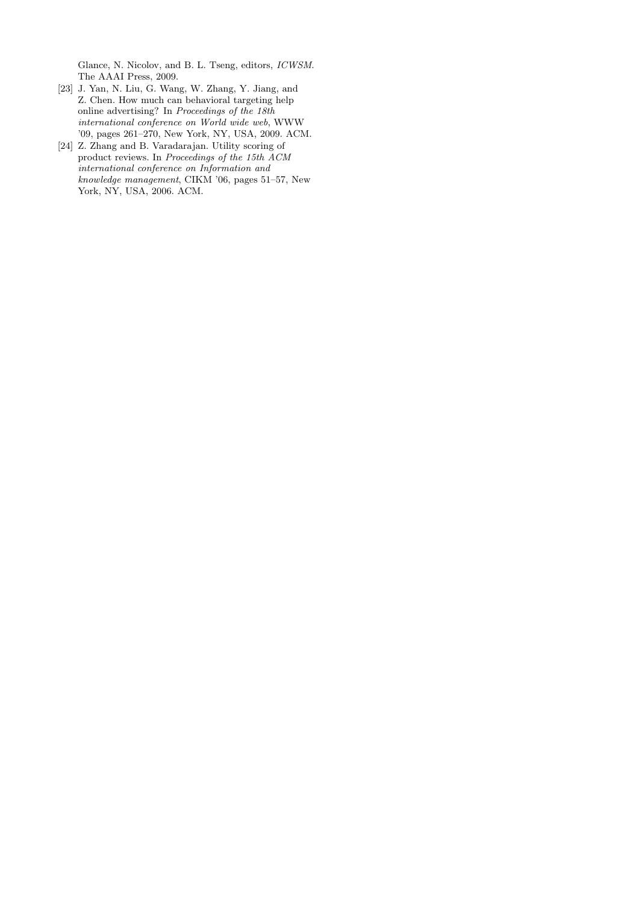Glance, N. Nicolov, and B. L. Tseng, editors, *ICWSM*. The AAAI Press, 2009.

[23] J. Yan, N. Liu, G. Wang, W. Zhang, Y. Jiang, and Z. Chen. How much can behavioral targeting help online advertising? In *Proceedings of the 18th international conference on World wide web*, WWW '09, pages 261–270, New York, NY, USA, 2009. ACM.

[24] Z. Zhang and B. Varadarajan. Utility scoring of product reviews. In *Proceedings of the 15th ACM international conference on Information and knowledge management*, CIKM '06, pages 51–57, New York, NY, USA, 2006. ACM.